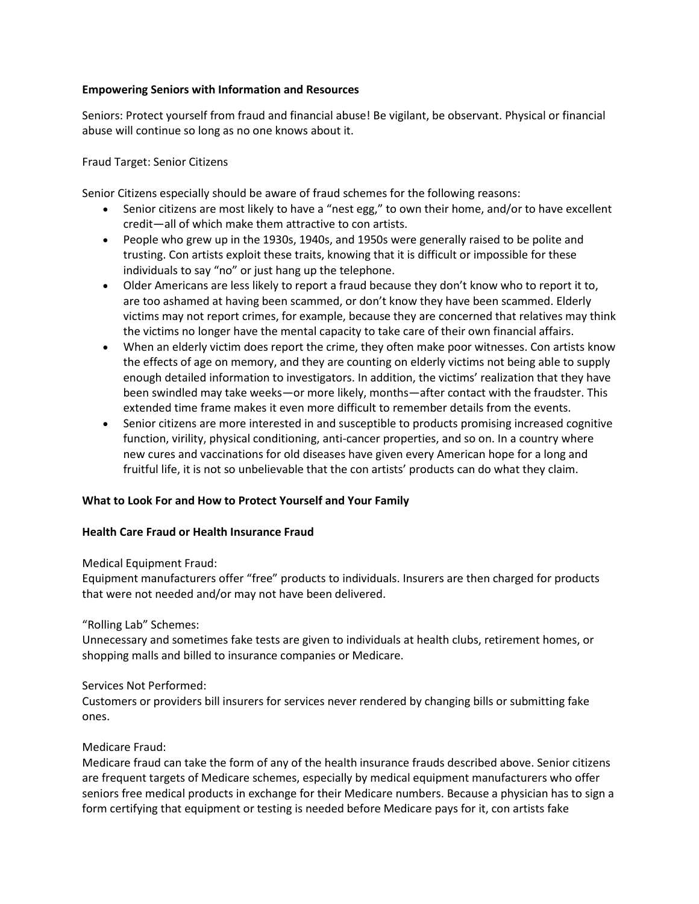**Empowering Seniors with Information and Resources**

Seniors: Protect yourself from fraud and financial abuse! Be vigilant, be observant. Physical or financial abuse will continue so long as no one knows about it.

Fraud Target: Senior Citizens

Senior Citizens especially should be aware of fraud schemes for the following reasons:

- Senior citizens are most likely to have a "nest egg," to own their home, and/or to have excellent credit—all of which make them attractive to con artists.
- People who grew up in the 1930s, 1940s, and 1950s were generally raised to be polite and trusting. Con artists exploit these traits, knowing that it is difficult or impossible for these individuals to say "no" or just hang up the telephone.
- Older Americans are less likely to report a fraud because they don't know who to report it to, are too ashamed at having been scammed, or don't know they have been scammed. Elderly victims may not report crimes, for example, because they are concerned that relatives may think the victims no longer have the mental capacity to take care of their own financial affairs.
- When an elderly victim does report the crime, they often make poor witnesses. Con artists know the effects of age on memory, and they are counting on elderly victims not being able to supply enough detailed information to investigators. In addition, the victims' realization that they have been swindled may take weeks—or more likely, months—after contact with the fraudster. This extended time frame makes it even more difficult to remember details from the events.
- Senior citizens are more interested in and susceptible to products promising increased cognitive function, virility, physical conditioning, anti-cancer properties, and so on. In a country where new cures and vaccinations for old diseases have given every American hope for a long and fruitful life, it is not so unbelievable that the con artists' products can do what they claim.

**What to Look For and How to Protect Yourself and Your Family**

**Health Care Fraud or Health Insurance Fraud**

Medical Equipment Fraud:
Equipment manufacturers offer "free" products to individuals. Insurers are then charged for products that were not needed and/or may not have been delivered.

"Rolling Lab" Schemes:
Unnecessary and sometimes fake tests are given to individuals at health clubs, retirement homes, or shopping malls and billed to insurance companies or Medicare.

Services Not Performed:
Customers or providers bill insurers for services never rendered by changing bills or submitting fake ones.

Medicare Fraud:
Medicare fraud can take the form of any of the health insurance frauds described above. Senior citizens are frequent targets of Medicare schemes, especially by medical equipment manufacturers who offer seniors free medical products in exchange for their Medicare numbers. Because a physician has to sign a form certifying that equipment or testing is needed before Medicare pays for it, con artists fake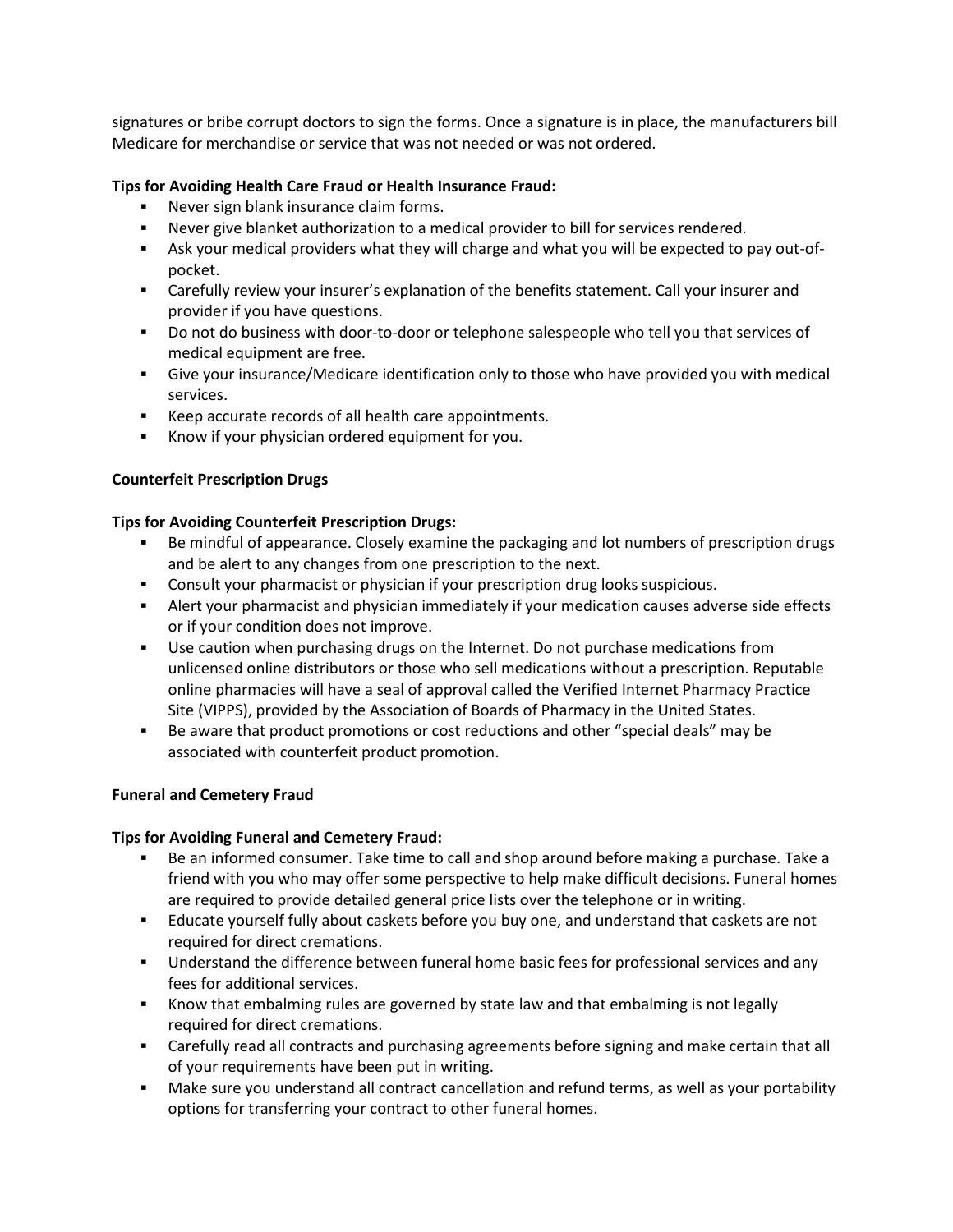signatures or bribe corrupt doctors to sign the forms. Once a signature is in place, the manufacturers bill Medicare for merchandise or service that was not needed or was not ordered.

**Tips for Avoiding Health Care Fraud or Health Insurance Fraud:**

- Never sign blank insurance claim forms.
- Never give blanket authorization to a medical provider to bill for services rendered.
- Ask your medical providers what they will charge and what you will be expected to pay out-of-pocket.
- Carefully review your insurer's explanation of the benefits statement. Call your insurer and provider if you have questions.
- Do not do business with door-to-door or telephone salespeople who tell you that services of medical equipment are free.
- Give your insurance/Medicare identification only to those who have provided you with medical services.
- Keep accurate records of all health care appointments.
- Know if your physician ordered equipment for you.

**Counterfeit Prescription Drugs**

**Tips for Avoiding Counterfeit Prescription Drugs:**

- Be mindful of appearance. Closely examine the packaging and lot numbers of prescription drugs and be alert to any changes from one prescription to the next.
- Consult your pharmacist or physician if your prescription drug looks suspicious.
- Alert your pharmacist and physician immediately if your medication causes adverse side effects or if your condition does not improve.
- Use caution when purchasing drugs on the Internet. Do not purchase medications from unlicensed online distributors or those who sell medications without a prescription. Reputable online pharmacies will have a seal of approval called the Verified Internet Pharmacy Practice Site (VIPPS), provided by the Association of Boards of Pharmacy in the United States.
- Be aware that product promotions or cost reductions and other "special deals" may be associated with counterfeit product promotion.

**Funeral and Cemetery Fraud**

**Tips for Avoiding Funeral and Cemetery Fraud:**

- Be an informed consumer. Take time to call and shop around before making a purchase. Take a friend with you who may offer some perspective to help make difficult decisions. Funeral homes are required to provide detailed general price lists over the telephone or in writing.
- Educate yourself fully about caskets before you buy one, and understand that caskets are not required for direct cremations.
- Understand the difference between funeral home basic fees for professional services and any fees for additional services.
- Know that embalming rules are governed by state law and that embalming is not legally required for direct cremations.
- Carefully read all contracts and purchasing agreements before signing and make certain that all of your requirements have been put in writing.
- Make sure you understand all contract cancellation and refund terms, as well as your portability options for transferring your contract to other funeral homes.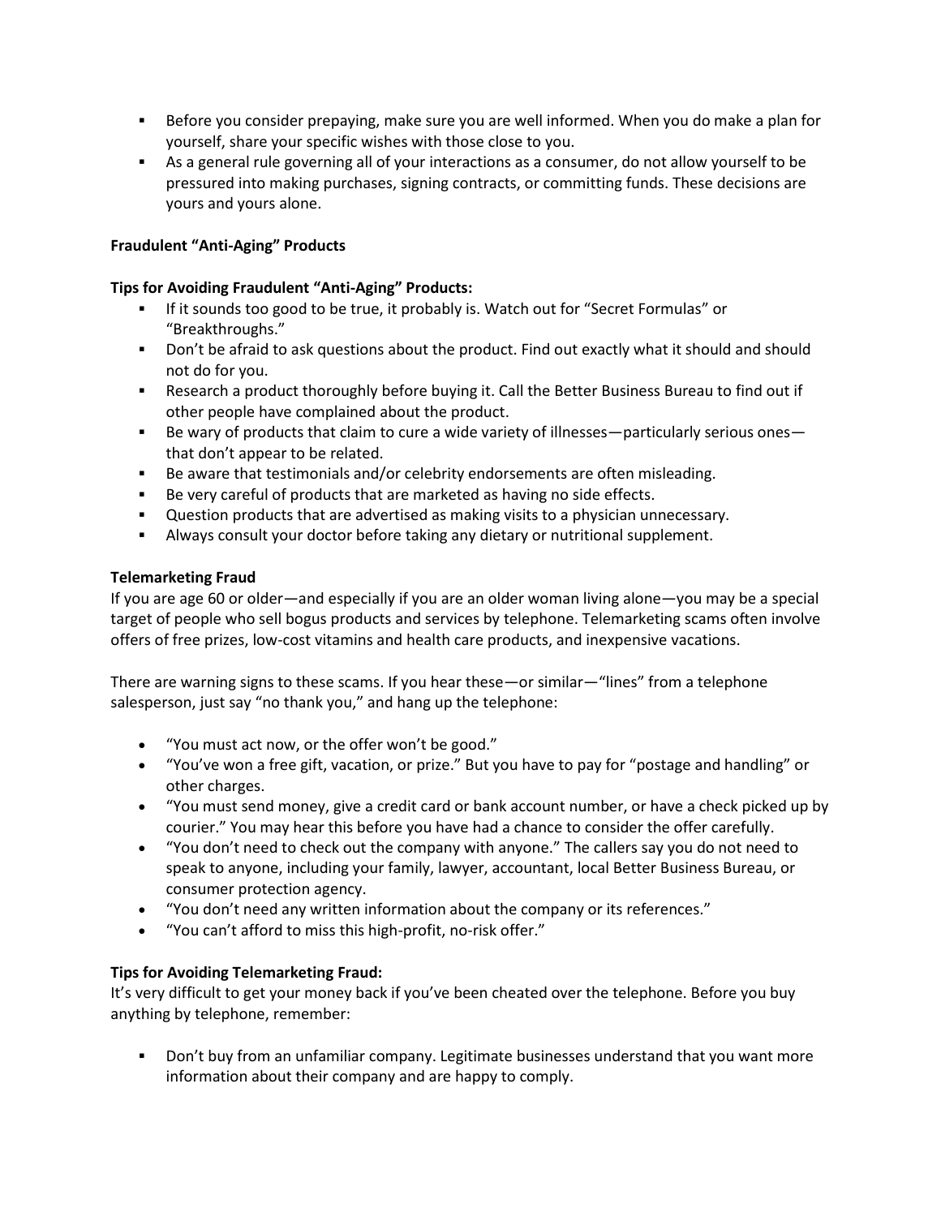- Before you consider prepaying, make sure you are well informed. When you do make a plan for yourself, share your specific wishes with those close to you.
- As a general rule governing all of your interactions as a consumer, do not allow yourself to be pressured into making purchases, signing contracts, or committing funds. These decisions are yours and yours alone.

**Fraudulent "Anti-Aging" Products**

**Tips for Avoiding Fraudulent "Anti-Aging" Products:**

- If it sounds too good to be true, it probably is. Watch out for "Secret Formulas" or "Breakthroughs."
- Don't be afraid to ask questions about the product. Find out exactly what it should and should not do for you.
- Research a product thoroughly before buying it. Call the Better Business Bureau to find out if other people have complained about the product.
- Be wary of products that claim to cure a wide variety of illnesses—particularly serious ones—that don't appear to be related.
- Be aware that testimonials and/or celebrity endorsements are often misleading.
- Be very careful of products that are marketed as having no side effects.
- Question products that are advertised as making visits to a physician unnecessary.
- Always consult your doctor before taking any dietary or nutritional supplement.

**Telemarketing Fraud**

If you are age 60 or older—and especially if you are an older woman living alone—you may be a special target of people who sell bogus products and services by telephone. Telemarketing scams often involve offers of free prizes, low-cost vitamins and health care products, and inexpensive vacations.

There are warning signs to these scams. If you hear these—or similar—"lines" from a telephone salesperson, just say "no thank you," and hang up the telephone:

- "You must act now, or the offer won't be good."
- "You've won a free gift, vacation, or prize." But you have to pay for "postage and handling" or other charges.
- "You must send money, give a credit card or bank account number, or have a check picked up by courier." You may hear this before you have had a chance to consider the offer carefully.
- "You don't need to check out the company with anyone." The callers say you do not need to speak to anyone, including your family, lawyer, accountant, local Better Business Bureau, or consumer protection agency.
- "You don't need any written information about the company or its references."
- "You can't afford to miss this high-profit, no-risk offer."

**Tips for Avoiding Telemarketing Fraud:**

It's very difficult to get your money back if you've been cheated over the telephone. Before you buy anything by telephone, remember:

- Don't buy from an unfamiliar company. Legitimate businesses understand that you want more information about their company and are happy to comply.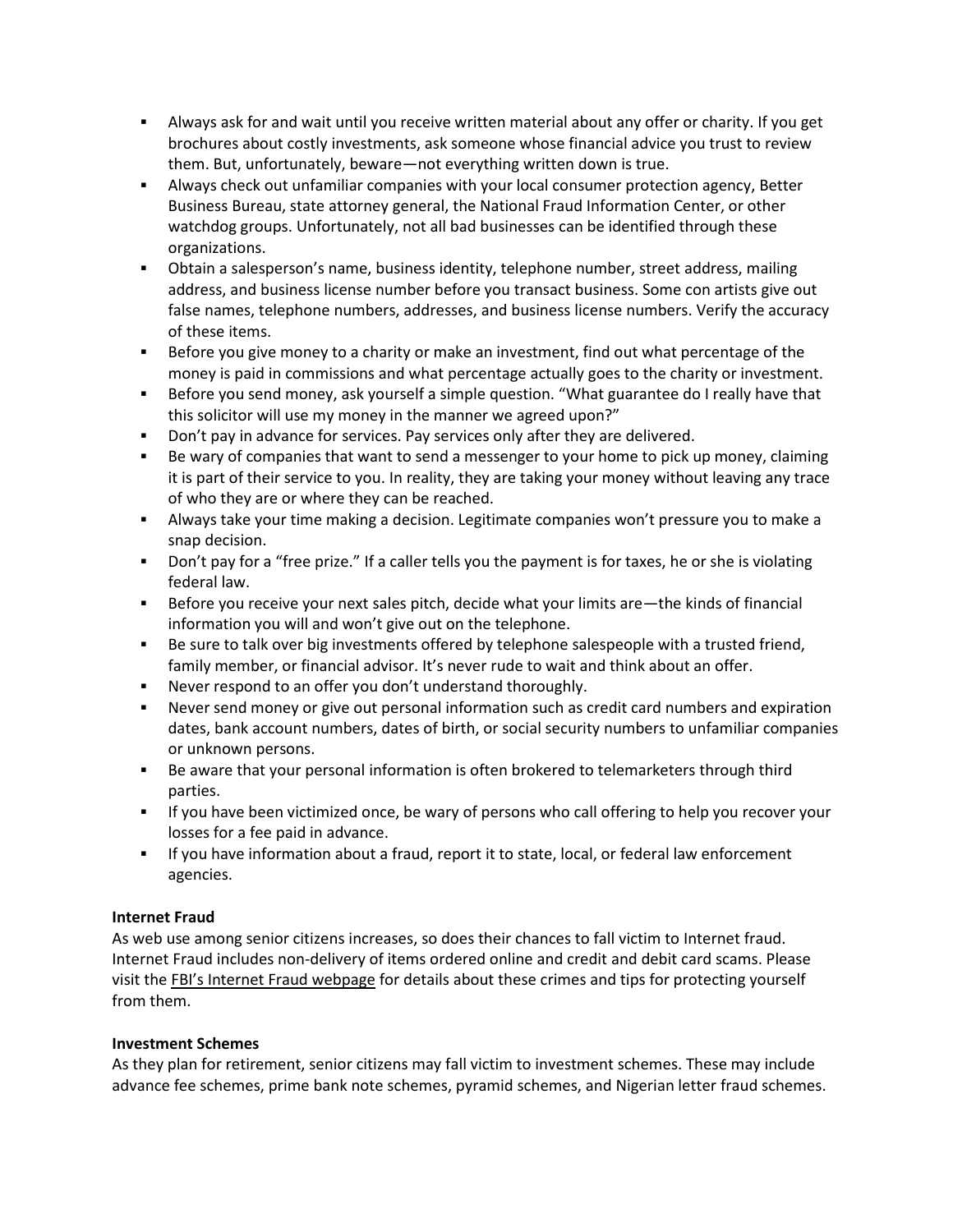- Always ask for and wait until you receive written material about any offer or charity. If you get brochures about costly investments, ask someone whose financial advice you trust to review them. But, unfortunately, beware—not everything written down is true.
- Always check out unfamiliar companies with your local consumer protection agency, Better Business Bureau, state attorney general, the National Fraud Information Center, or other watchdog groups. Unfortunately, not all bad businesses can be identified through these organizations.
- Obtain a salesperson's name, business identity, telephone number, street address, mailing address, and business license number before you transact business. Some con artists give out false names, telephone numbers, addresses, and business license numbers. Verify the accuracy of these items.
- Before you give money to a charity or make an investment, find out what percentage of the money is paid in commissions and what percentage actually goes to the charity or investment.
- Before you send money, ask yourself a simple question. "What guarantee do I really have that this solicitor will use my money in the manner we agreed upon?"
- Don't pay in advance for services. Pay services only after they are delivered.
- Be wary of companies that want to send a messenger to your home to pick up money, claiming it is part of their service to you. In reality, they are taking your money without leaving any trace of who they are or where they can be reached.
- Always take your time making a decision. Legitimate companies won't pressure you to make a snap decision.
- Don't pay for a "free prize." If a caller tells you the payment is for taxes, he or she is violating federal law.
- Before you receive your next sales pitch, decide what your limits are—the kinds of financial information you will and won't give out on the telephone.
- Be sure to talk over big investments offered by telephone salespeople with a trusted friend, family member, or financial advisor. It's never rude to wait and think about an offer.
- Never respond to an offer you don't understand thoroughly.
- Never send money or give out personal information such as credit card numbers and expiration dates, bank account numbers, dates of birth, or social security numbers to unfamiliar companies or unknown persons.
- Be aware that your personal information is often brokered to telemarketers through third parties.
- If you have been victimized once, be wary of persons who call offering to help you recover your losses for a fee paid in advance.
- If you have information about a fraud, report it to state, local, or federal law enforcement agencies.

**Internet Fraud**

As web use among senior citizens increases, so does their chances to fall victim to Internet fraud. Internet Fraud includes non-delivery of items ordered online and credit and debit card scams. Please visit the FBI's Internet Fraud webpage for details about these crimes and tips for protecting yourself from them.

**Investment Schemes**

As they plan for retirement, senior citizens may fall victim to investment schemes. These may include advance fee schemes, prime bank note schemes, pyramid schemes, and Nigerian letter fraud schemes.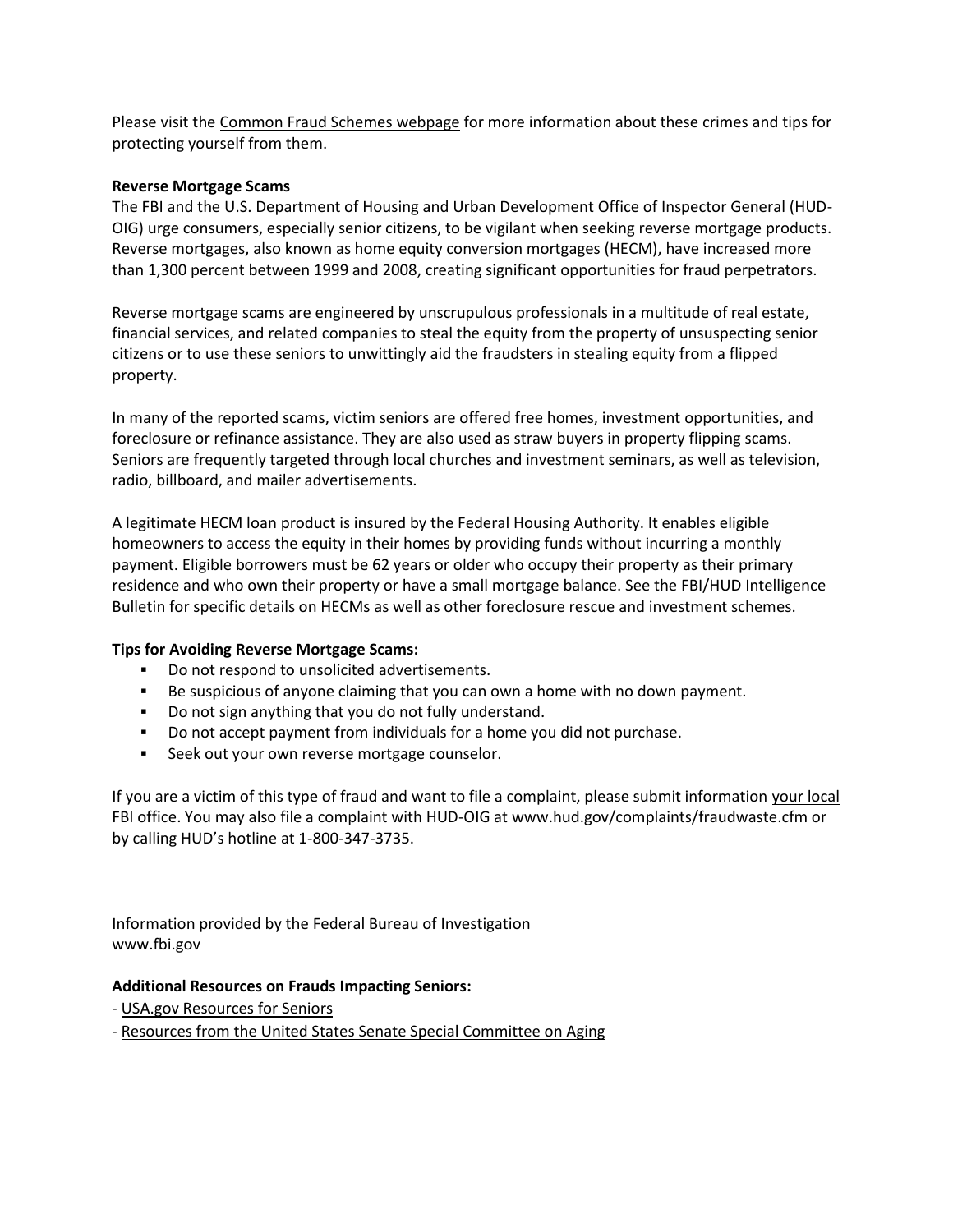Please visit the Common Fraud Schemes webpage for more information about these crimes and tips for protecting yourself from them.

**Reverse Mortgage Scams**

The FBI and the U.S. Department of Housing and Urban Development Office of Inspector General (HUD-OIG) urge consumers, especially senior citizens, to be vigilant when seeking reverse mortgage products. Reverse mortgages, also known as home equity conversion mortgages (HECM), have increased more than 1,300 percent between 1999 and 2008, creating significant opportunities for fraud perpetrators.

Reverse mortgage scams are engineered by unscrupulous professionals in a multitude of real estate, financial services, and related companies to steal the equity from the property of unsuspecting senior citizens or to use these seniors to unwittingly aid the fraudsters in stealing equity from a flipped property.

In many of the reported scams, victim seniors are offered free homes, investment opportunities, and foreclosure or refinance assistance. They are also used as straw buyers in property flipping scams. Seniors are frequently targeted through local churches and investment seminars, as well as television, radio, billboard, and mailer advertisements.

A legitimate HECM loan product is insured by the Federal Housing Authority. It enables eligible homeowners to access the equity in their homes by providing funds without incurring a monthly payment. Eligible borrowers must be 62 years or older who occupy their property as their primary residence and who own their property or have a small mortgage balance. See the FBI/HUD Intelligence Bulletin for specific details on HECMs as well as other foreclosure rescue and investment schemes.

**Tips for Avoiding Reverse Mortgage Scams:**

- Do not respond to unsolicited advertisements.
- Be suspicious of anyone claiming that you can own a home with no down payment.
- Do not sign anything that you do not fully understand.
- Do not accept payment from individuals for a home you did not purchase.
- Seek out your own reverse mortgage counselor.

If you are a victim of this type of fraud and want to file a complaint, please submit information your local FBI office. You may also file a complaint with HUD-OIG at www.hud.gov/complaints/fraudwaste.cfm or by calling HUD's hotline at 1-800-347-3735.

Information provided by the Federal Bureau of Investigation
www.fbi.gov

**Additional Resources on Frauds Impacting Seniors:**

- USA.gov Resources for Seniors
- Resources from the United States Senate Special Committee on Aging